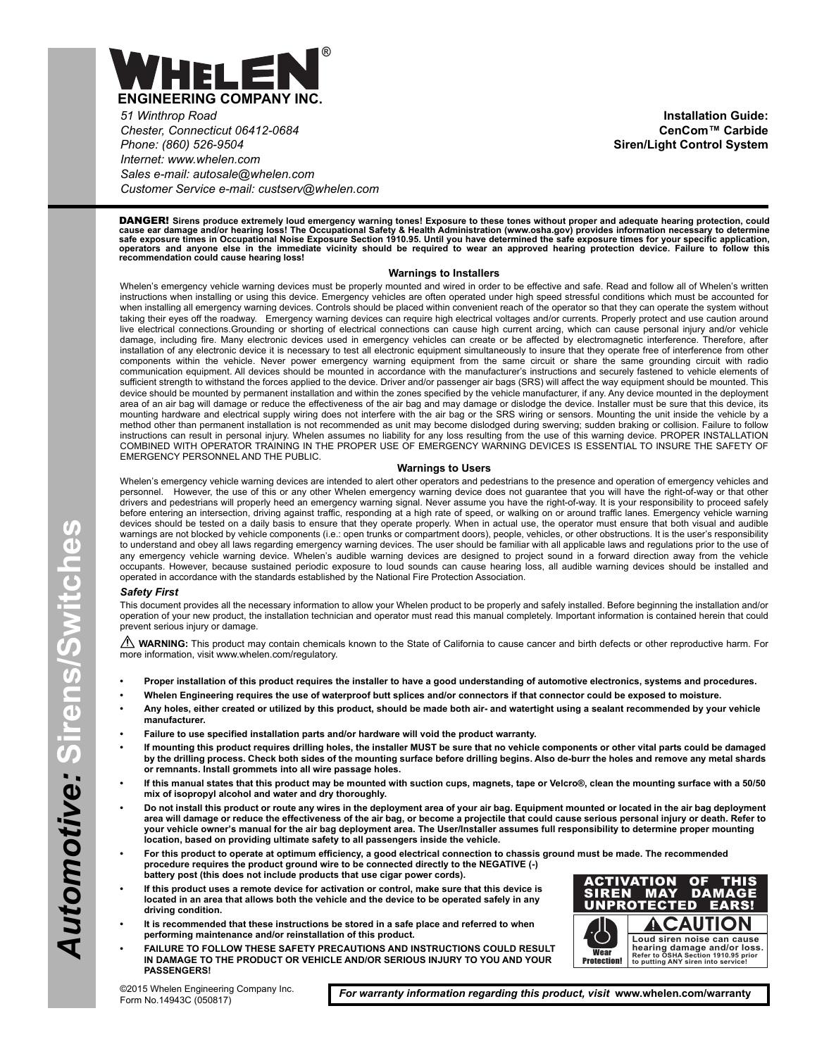# WHELEN®

**ENGINEERING COMPANY INC.**

*51 Winthrop Road*
*Chester, Connecticut 06412-0684*
*Phone: (860) 526-9504*
*Internet: www.whelen.com*
*Sales e-mail: autosale@whelen.com*
*Customer Service e-mail: custserv@whelen.com*

**Installation Guide:**
**CenCom™ Carbide**
**Siren/Light Control System**

*Automotive: Sirens/Switches*

**DANGER! Sirens produce extremely loud emergency warning tones! Exposure to these tones without proper and adequate hearing protection, could cause ear damage and/or hearing loss! The Occupational Safety & Health Administration (www.osha.gov) provides information necessary to determine safe exposure times in Occupational Noise Exposure Section 1910.95. Until you have determined the safe exposure times for your specific application, operators and anyone else in the immediate vicinity should be required to wear an approved hearing protection device. Failure to follow this recommendation could cause hearing loss!**

### Warnings to Installers

Whelen's emergency vehicle warning devices must be properly mounted and wired in order to be effective and safe. Read and follow all of Whelen's written instructions when installing or using this device. Emergency vehicles are often operated under high speed stressful conditions which must be accounted for when installing all emergency warning devices. Controls should be placed within convenient reach of the operator so that they can operate the system without taking their eyes off the roadway. Emergency warning devices can require high electrical voltages and/or currents. Properly protect and use caution around live electrical connections.Grounding or shorting of electrical connections can cause high current arcing, which can cause personal injury and/or vehicle damage, including fire. Many electronic devices used in emergency vehicles can create or be affected by electromagnetic interference. Therefore, after installation of any electronic device it is necessary to test all electronic equipment simultaneously to insure that they operate free of interference from other components within the vehicle. Never power emergency warning equipment from the same circuit or share the same grounding circuit with radio communication equipment. All devices should be mounted in accordance with the manufacturer's instructions and securely fastened to vehicle elements of sufficient strength to withstand the forces applied to the device. Driver and/or passenger air bags (SRS) will affect the way equipment should be mounted. This device should be mounted by permanent installation and within the zones specified by the vehicle manufacturer, if any. Any device mounted in the deployment area of an air bag will damage or reduce the effectiveness of the air bag and may damage or dislodge the device. Installer must be sure that this device, its mounting hardware and electrical supply wiring does not interfere with the air bag or the SRS wiring or sensors. Mounting the unit inside the vehicle by a method other than permanent installation is not recommended as unit may become dislodged during swerving; sudden braking or collision. Failure to follow instructions can result in personal injury. Whelen assumes no liability for any loss resulting from the use of this warning device. PROPER INSTALLATION COMBINED WITH OPERATOR TRAINING IN THE PROPER USE OF EMERGENCY WARNING DEVICES IS ESSENTIAL TO INSURE THE SAFETY OF EMERGENCY PERSONNEL AND THE PUBLIC.

### Warnings to Users

Whelen's emergency vehicle warning devices are intended to alert other operators and pedestrians to the presence and operation of emergency vehicles and personnel. However, the use of this or any other Whelen emergency warning device does not guarantee that you will have the right-of-way or that other drivers and pedestrians will properly heed an emergency warning signal. Never assume you have the right-of-way. It is your responsibility to proceed safely before entering an intersection, driving against traffic, responding at a high rate of speed, or walking on or around traffic lanes. Emergency vehicle warning devices should be tested on a daily basis to ensure that they operate properly. When in actual use, the operator must ensure that both visual and audible warnings are not blocked by vehicle components (i.e.: open trunks or compartment doors), people, vehicles, or other obstructions. It is the user's responsibility to understand and obey all laws regarding emergency warning devices. The user should be familiar with all applicable laws and regulations prior to the use of any emergency vehicle warning device. Whelen's audible warning devices are designed to project sound in a forward direction away from the vehicle occupants. However, because sustained periodic exposure to loud sounds can cause hearing loss, all audible warning devices should be installed and operated in accordance with the standards established by the National Fire Protection Association.

### *Safety First*

This document provides all the necessary information to allow your Whelen product to be properly and safely installed. Before beginning the installation and/or operation of your new product, the installation technician and operator must read this manual completely. Important information is contained herein that could prevent serious injury or damage.

⚠ **WARNING:** This product may contain chemicals known to the State of California to cause cancer and birth defects or other reproductive harm. For more information, visit www.whelen.com/regulatory.

- **Proper installation of this product requires the installer to have a good understanding of automotive electronics, systems and procedures.**
- **Whelen Engineering requires the use of waterproof butt splices and/or connectors if that connector could be exposed to moisture.**
- **Any holes, either created or utilized by this product, should be made both air- and watertight using a sealant recommended by your vehicle manufacturer.**
- **Failure to use specified installation parts and/or hardware will void the product warranty.**
- **If mounting this product requires drilling holes, the installer MUST be sure that no vehicle components or other vital parts could be damaged by the drilling process. Check both sides of the mounting surface before drilling begins. Also de-burr the holes and remove any metal shards or remnants. Install grommets into all wire passage holes.**
- **If this manual states that this product may be mounted with suction cups, magnets, tape or Velcro®, clean the mounting surface with a 50/50 mix of isopropyl alcohol and water and dry thoroughly.**
- **Do not install this product or route any wires in the deployment area of your air bag. Equipment mounted or located in the air bag deployment area will damage or reduce the effectiveness of the air bag, or become a projectile that could cause serious personal injury or death. Refer to your vehicle owner's manual for the air bag deployment area. The User/Installer assumes full responsibility to determine proper mounting location, based on providing ultimate safety to all passengers inside the vehicle.**
- **For this product to operate at optimum efficiency, a good electrical connection to chassis ground must be made. The recommended procedure requires the product ground wire to be connected directly to the NEGATIVE (-) battery post (this does not include products that use cigar power cords).**
- **If this product uses a remote device for activation or control, make sure that this device is located in an area that allows both the vehicle and the device to be operated safely in any driving condition.**
- **It is recommended that these instructions be stored in a safe place and referred to when performing maintenance and/or reinstallation of this product.**
- **FAILURE TO FOLLOW THESE SAFETY PRECAUTIONS AND INSTRUCTIONS COULD RESULT IN DAMAGE TO THE PRODUCT OR VEHICLE AND/OR SERIOUS INJURY TO YOU AND YOUR PASSENGERS!**

**ACTIVATION OF THIS SIREN MAY DAMAGE UNPROTECTED EARS!**

**⚠CAUTION**

**Wear Protection!**

**Loud siren noise can cause hearing damage and/or loss.**
**Refer to OSHA Section 1910.95 prior to putting ANY siren into service!**

©2015 Whelen Engineering Company Inc.
Form No.14943C (050817)

***For warranty information regarding this product, visit* www.whelen.com/warranty**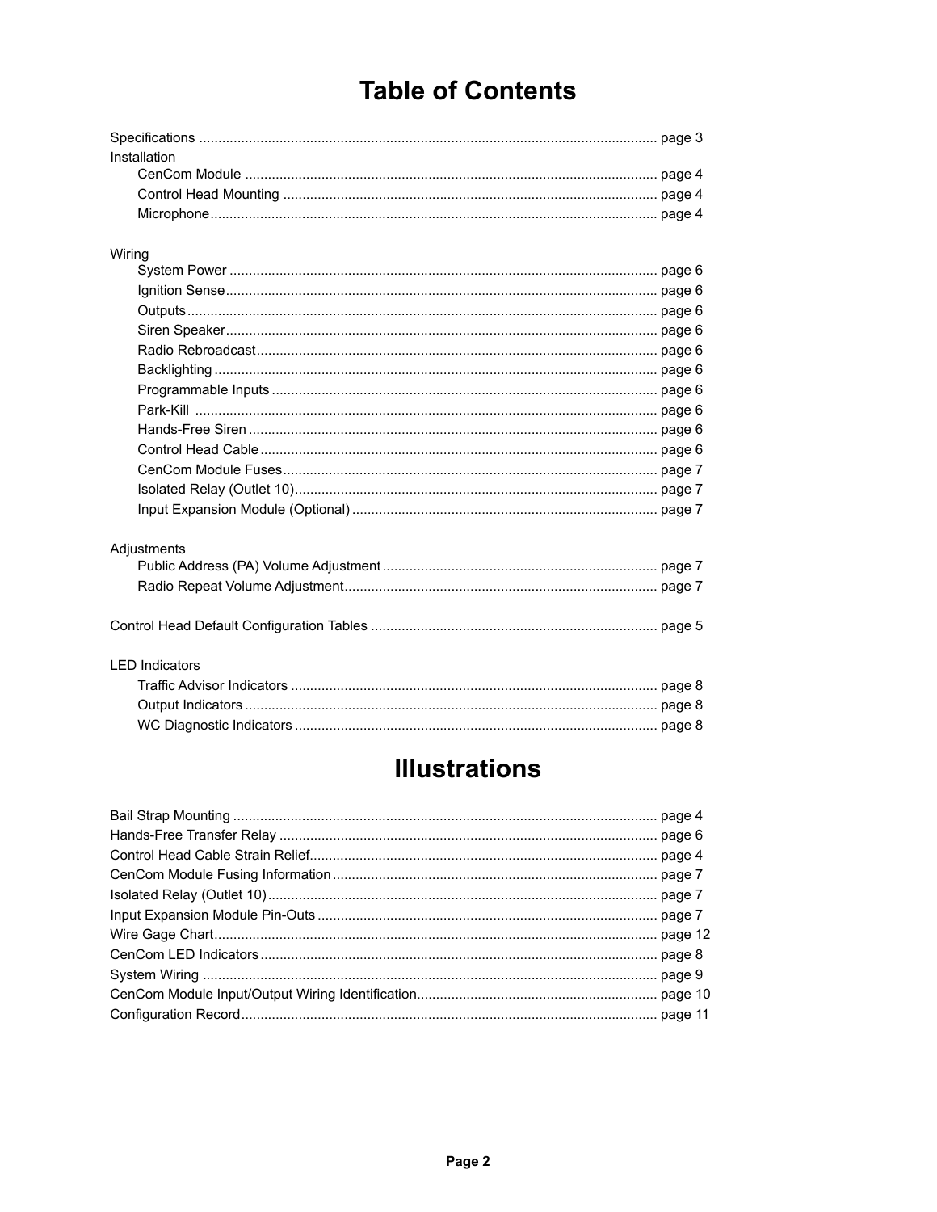# Table of Contents

Specifications ........................................................................................................... page 3

Installation
- CenCom Module .......................................................................................... page 4
- Control Head Mounting ................................................................................ page 4
- Microphone................................................................................................... page 4

Wiring
- System Power .............................................................................................. page 6
- Ignition Sense............................................................................................... page 6
- Outputs......................................................................................................... page 6
- Siren Speaker............................................................................................... page 6
- Radio Rebroadcast....................................................................................... page 6
- Backlighting .................................................................................................. page 6
- Programmable Inputs ................................................................................... page 6
- Park-Kill ....................................................................................................... page 6
- Hands-Free Siren ......................................................................................... page 6
- Control Head Cable...................................................................................... page 6
- CenCom Module Fuses................................................................................ page 7
- Isolated Relay (Outlet 10)............................................................................. page 7
- Input Expansion Module (Optional) .............................................................. page 7

Adjustments
- Public Address (PA) Volume Adjustment ...................................................... page 7
- Radio Repeat Volume Adjustment................................................................ page 7

Control Head Default Configuration Tables .......................................................... page 5

LED Indicators
- Traffic Advisor Indicators .............................................................................. page 8
- Output Indicators .......................................................................................... page 8
- WC Diagnostic Indicators ............................................................................. page 8

# Illustrations

Bail Strap Mounting ............................................................................................. page 4

Hands-Free Transfer Relay ................................................................................. page 6

Control Head Cable Strain Relief.......................................................................... page 4

CenCom Module Fusing Information .................................................................... page 7

Isolated Relay (Outlet 10) .................................................................................... page 7

Input Expansion Module Pin-Outs ........................................................................ page 7

Wire Gage Chart................................................................................................... page 12

CenCom LED Indicators ....................................................................................... page 8

System Wiring ...................................................................................................... page 9

CenCom Module Input/Output Wiring Identification.............................................. page 10

Configuration Record........................................................................................... page 11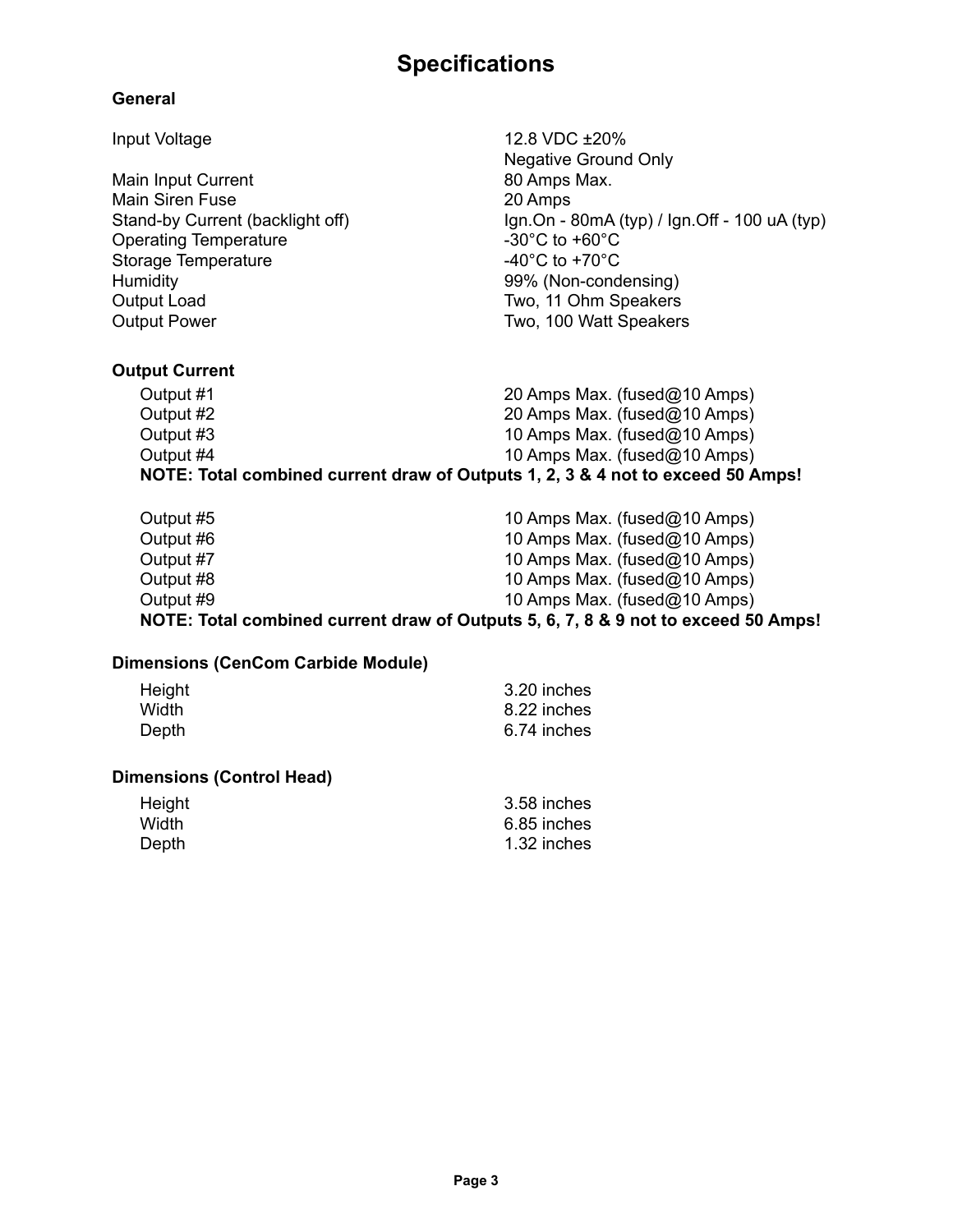# Specifications

## General

| | |
|---|---|
| Input Voltage | 12.8 VDC ±20%<br>Negative Ground Only |
| Main Input Current | 80 Amps Max. |
| Main Siren Fuse | 20 Amps |
| Stand-by Current (backlight off) | Ign.On - 80mA (typ) / Ign.Off - 100 uA (typ) |
| Operating Temperature | -30°C to +60°C |
| Storage Temperature | -40°C to +70°C |
| Humidity | 99% (Non-condensing) |
| Output Load | Two, 11 Ohm Speakers |
| Output Power | Two, 100 Watt Speakers |

## Output Current

| | |
|---|---|
| Output #1 | 20 Amps Max. (fused@10 Amps) |
| Output #2 | 20 Amps Max. (fused@10 Amps) |
| Output #3 | 10 Amps Max. (fused@10 Amps) |
| Output #4 | 10 Amps Max. (fused@10 Amps) |

**NOTE: Total combined current draw of Outputs 1, 2, 3 & 4 not to exceed 50 Amps!**

| | |
|---|---|
| Output #5 | 10 Amps Max. (fused@10 Amps) |
| Output #6 | 10 Amps Max. (fused@10 Amps) |
| Output #7 | 10 Amps Max. (fused@10 Amps) |
| Output #8 | 10 Amps Max. (fused@10 Amps) |
| Output #9 | 10 Amps Max. (fused@10 Amps) |

**NOTE: Total combined current draw of Outputs 5, 6, 7, 8 & 9 not to exceed 50 Amps!**

## Dimensions (CenCom Carbide Module)

| | |
|---|---|
| Height | 3.20 inches |
| Width | 8.22 inches |
| Depth | 6.74 inches |

## Dimensions (Control Head)

| | |
|---|---|
| Height | 3.58 inches |
| Width | 6.85 inches |
| Depth | 1.32 inches |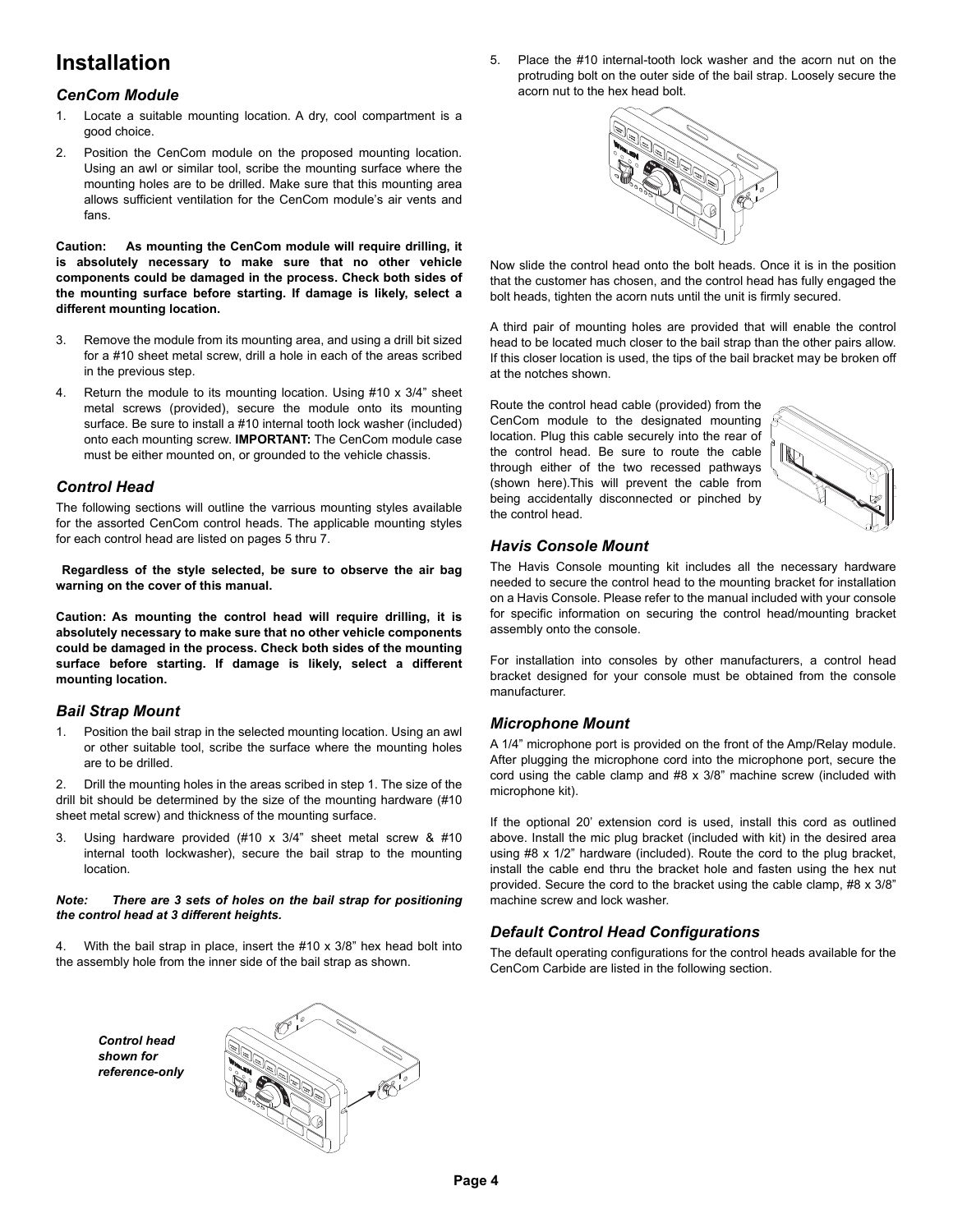# Installation

### CenCom Module

1. Locate a suitable mounting location. A dry, cool compartment is a good choice.
2. Position the CenCom module on the proposed mounting location. Using an awl or similar tool, scribe the mounting surface where the mounting holes are to be drilled. Make sure that this mounting area allows sufficient ventilation for the CenCom module's air vents and fans.

**Caution: As mounting the CenCom module will require drilling, it is absolutely necessary to make sure that no other vehicle components could be damaged in the process. Check both sides of the mounting surface before starting. If damage is likely, select a different mounting location.**

3. Remove the module from its mounting area, and using a drill bit sized for a #10 sheet metal screw, drill a hole in each of the areas scribed in the previous step.
4. Return the module to its mounting location. Using #10 x 3/4" sheet metal screws (provided), secure the module onto its mounting surface. Be sure to install a #10 internal tooth lock washer (included) onto each mounting screw. **IMPORTANT:** The CenCom module case must be either mounted on, or grounded to the vehicle chassis.

### Control Head

The following sections will outline the varrious mounting styles available for the assorted CenCom control heads. The applicable mounting styles for each control head are listed on pages 5 thru 7.

**Regardless of the style selected, be sure to observe the air bag warning on the cover of this manual.**

**Caution: As mounting the control head will require drilling, it is absolutely necessary to make sure that no other vehicle components could be damaged in the process. Check both sides of the mounting surface before starting. If damage is likely, select a different mounting location.**

### Bail Strap Mount

1. Position the bail strap in the selected mounting location. Using an awl or other suitable tool, scribe the surface where the mounting holes are to be drilled.
2. Drill the mounting holes in the areas scribed in step 1. The size of the drill bit should be determined by the size of the mounting hardware (#10 sheet metal screw) and thickness of the mounting surface.
3. Using hardware provided (#10 x 3/4" sheet metal screw & #10 internal tooth lockwasher), secure the bail strap to the mounting location.

***Note: There are 3 sets of holes on the bail strap for positioning the control head at 3 different heights.***

4. With the bail strap in place, insert the #10 x 3/8" hex head bolt into the assembly hole from the inner side of the bail strap as shown.

*Control head shown for reference-only*

5. Place the #10 internal-tooth lock washer and the acorn nut on the protruding bolt on the outer side of the bail strap. Loosely secure the acorn nut to the hex head bolt.

Now slide the control head onto the bolt heads. Once it is in the position that the customer has chosen, and the control head has fully engaged the bolt heads, tighten the acorn nuts until the unit is firmly secured.

A third pair of mounting holes are provided that will enable the control head to be located much closer to the bail strap than the other pairs allow. If this closer location is used, the tips of the bail bracket may be broken off at the notches shown.

Route the control head cable (provided) from the CenCom module to the designated mounting location. Plug this cable securely into the rear of the control head. Be sure to route the cable through either of the two recessed pathways (shown here).This will prevent the cable from being accidentally disconnected or pinched by the control head.

### Havis Console Mount

The Havis Console mounting kit includes all the necessary hardware needed to secure the control head to the mounting bracket for installation on a Havis Console. Please refer to the manual included with your console for specific information on securing the control head/mounting bracket assembly onto the console.

For installation into consoles by other manufacturers, a control head bracket designed for your console must be obtained from the console manufacturer.

### Microphone Mount

A 1/4" microphone port is provided on the front of the Amp/Relay module. After plugging the microphone cord into the microphone port, secure the cord using the cable clamp and #8 x 3/8" machine screw (included with microphone kit).

If the optional 20' extension cord is used, install this cord as outlined above. Install the mic plug bracket (included with kit) in the desired area using #8 x 1/2" hardware (included). Route the cord to the plug bracket, install the cable end thru the bracket hole and fasten using the hex nut provided. Secure the cord to the bracket using the cable clamp, #8 x 3/8" machine screw and lock washer.

### Default Control Head Configurations

The default operating configurations for the control heads available for the CenCom Carbide are listed in the following section.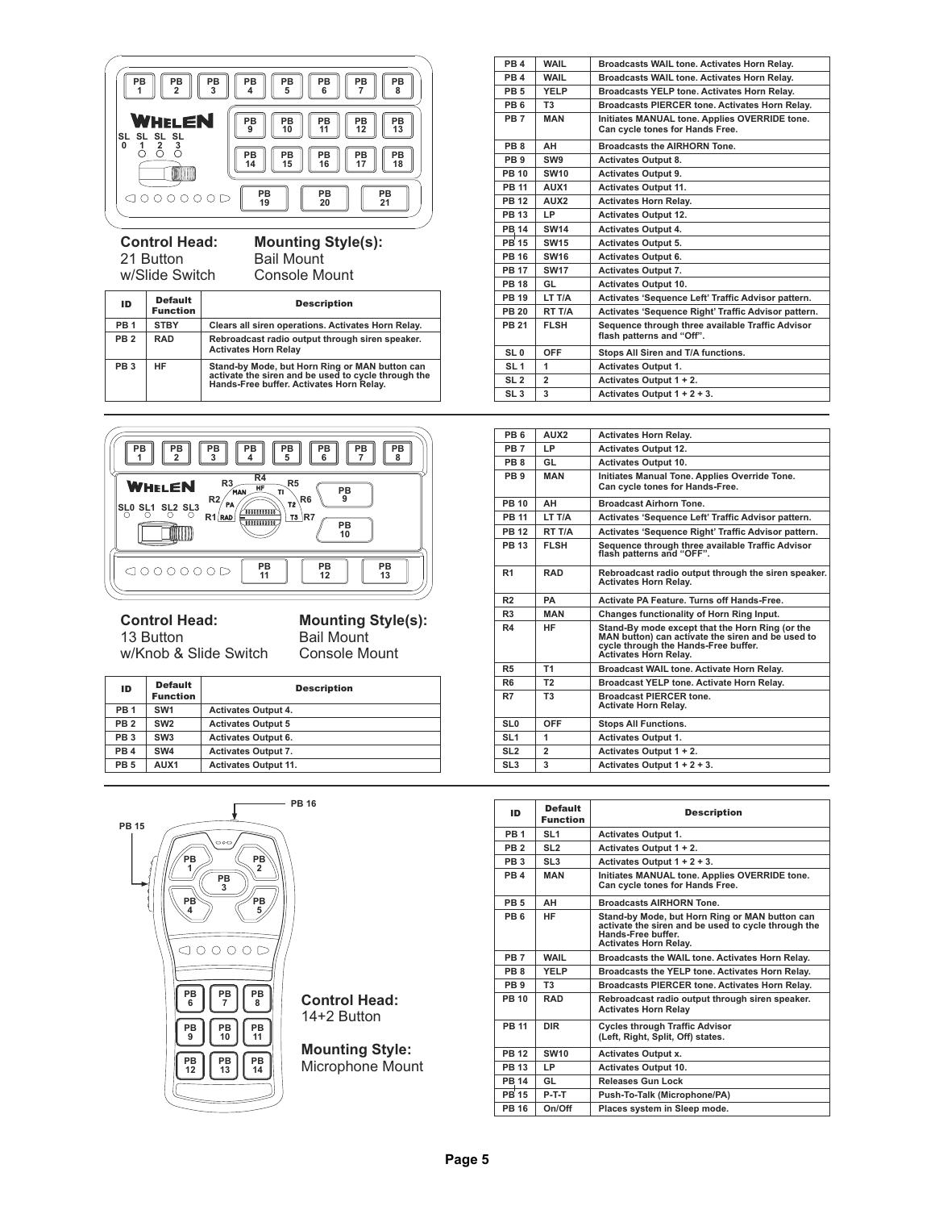**Control Head:**
21 Button
w/Slide Switch

**Mounting Style(s):**
Bail Mount
Console Mount

| ID | Default Function | Description |
|---|---|---|
| PB 1 | STBY | Clears all siren operations. Activates Horn Relay. |
| PB 2 | RAD | Rebroadcast radio output through siren speaker. Activates Horn Relay |
| PB 3 | HF | Stand-by Mode, but Horn Ring or MAN button can activate the siren and be used to cycle through the Hands-Free buffer. Activates Horn Relay. |
| PB 4 | WAIL | Broadcasts WAIL tone. Activates Horn Relay. |
| PB 4 | WAIL | Broadcasts WAIL tone. Activates Horn Relay. |
| PB 5 | YELP | Broadcasts YELP tone. Activates Horn Relay. |
| PB 6 | T3 | Broadcasts PIERCER tone. Activates Horn Relay. |
| PB 7 | MAN | Initiates MANUAL tone. Applies OVERRIDE tone. Can cycle tones for Hands Free. |
| PB 8 | AH | Broadcasts the AIRHORN Tone. |
| PB 9 | SW9 | Activates Output 8. |
| PB 10 | SW10 | Activates Output 9. |
| PB 11 | AUX1 | Activates Output 11. |
| PB 12 | AUX2 | Activates Horn Relay. |
| PB 13 | LP | Activates Output 12. |
| PB 14 | SW14 | Activates Output 4. |
| PB 15 | SW15 | Activates Output 5. |
| PB 16 | SW16 | Activates Output 6. |
| PB 17 | SW17 | Activates Output 7. |
| PB 18 | GL | Activates Output 10. |
| PB 19 | LT T/A | Activates 'Sequence Left' Traffic Advisor pattern. |
| PB 20 | RT T/A | Activates 'Sequence Right' Traffic Advisor pattern. |
| PB 21 | FLSH | Sequence through three available Traffic Advisor flash patterns and "Off". |
| SL 0 | OFF | Stops All Siren and T/A functions. |
| SL 1 | 1 | Activates Output 1. |
| SL 2 | 2 | Activates Output 1 + 2. |
| SL 3 | 3 | Activates Output 1 + 2 + 3. |

**Control Head:**
13 Button
w/Knob & Slide Switch

**Mounting Style(s):**
Bail Mount
Console Mount

| ID | Default Function | Description |
|---|---|---|
| PB 1 | SW1 | Activates Output 4. |
| PB 2 | SW2 | Activates Output 5 |
| PB 3 | SW3 | Activates Output 6. |
| PB 4 | SW4 | Activates Output 7. |
| PB 5 | AUX1 | Activates Output 11. |
| PB 6 | AUX2 | Activates Horn Relay. |
| PB 7 | LP | Activates Output 12. |
| PB 8 | GL | Activates Output 10. |
| PB 9 | MAN | Initiates Manual Tone. Applies Override Tone. Can cycle tones for Hands-Free. |
| PB 10 | AH | Broadcast Airhorn Tone. |
| PB 11 | LT T/A | Activates 'Sequence Left' Traffic Advisor pattern. |
| PB 12 | RT T/A | Activates 'Sequence Right' Traffic Advisor pattern. |
| PB 13 | FLSH | Sequence through three available Traffic Advisor flash patterns and "OFF". |
| R1 | RAD | Rebroadcast radio output through the siren speaker. Activates Horn Relay. |
| R2 | PA | Activate PA Feature. Turns off Hands-Free. |
| R3 | MAN | Changes functionality of Horn Ring Input. |
| R4 | HF | Stand-By mode except that the Horn Ring (or the MAN button) can activate the siren and be used to cycle through the Hands-Free buffer. Activates Horn Relay. |
| R5 | T1 | Broadcast WAIL tone. Activate Horn Relay. |
| R6 | T2 | Broadcast YELP tone. Activate Horn Relay. |
| R7 | T3 | Broadcast PIERCER tone. Activate Horn Relay. |
| SL0 | OFF | Stops All Functions. |
| SL1 | 1 | Activates Output 1. |
| SL2 | 2 | Activates Output 1 + 2. |
| SL3 | 3 | Activates Output 1 + 2 + 3. |

**Control Head:**
14+2 Button

**Mounting Style:**
Microphone Mount

| ID | Default Function | Description |
|---|---|---|
| PB 1 | SL1 | Activates Output 1. |
| PB 2 | SL2 | Activates Output 1 + 2. |
| PB 3 | SL3 | Activates Output 1 + 2 + 3. |
| PB 4 | MAN | Initiates MANUAL tone. Applies OVERRIDE tone. Can cycle tones for Hands Free. |
| PB 5 | AH | Broadcasts AIRHORN Tone. |
| PB 6 | HF | Stand-by Mode, but Horn Ring or MAN button can activate the siren and be used to cycle through the Hands-Free buffer. Activates Horn Relay. |
| PB 7 | WAIL | Broadcasts the WAIL tone. Activates Horn Relay. |
| PB 8 | YELP | Broadcasts the YELP tone. Activates Horn Relay. |
| PB 9 | T3 | Broadcasts PIERCER tone. Activates Horn Relay. |
| PB 10 | RAD | Rebroadcast radio output through siren speaker. Activates Horn Relay |
| PB 11 | DIR | Cycles through Traffic Advisor (Left, Right, Split, Off) states. |
| PB 12 | SW10 | Activates Output x. |
| PB 13 | LP | Activates Output 10. |
| PB 14 | GL | Releases Gun Lock |
| PB 15 | P-T-T | Push-To-Talk (Microphone/PA) |
| PB 16 | On/Off | Places system in Sleep mode. |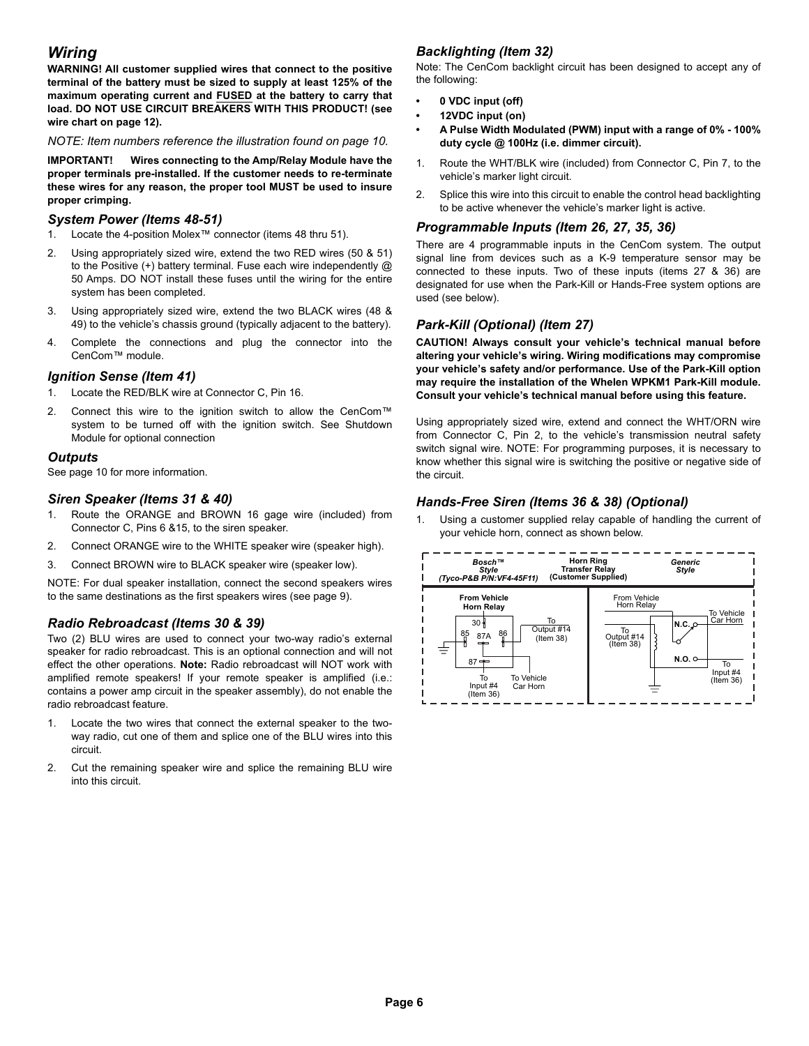## Wiring

**WARNING! All customer supplied wires that connect to the positive terminal of the battery must be sized to supply at least 125% of the maximum operating current and FUSED at the battery to carry that load. DO NOT USE CIRCUIT BREAKERS WITH THIS PRODUCT! (see wire chart on page 12).**

*NOTE: Item numbers reference the illustration found on page 10.*

**IMPORTANT! Wires connecting to the Amp/Relay Module have the proper terminals pre-installed. If the customer needs to re-terminate these wires for any reason, the proper tool MUST be used to insure proper crimping.**

### System Power (Items 48-51)

1. Locate the 4-position Molex™ connector (items 48 thru 51).
2. Using appropriately sized wire, extend the two RED wires (50 & 51) to the Positive (+) battery terminal. Fuse each wire independently @ 50 Amps. DO NOT install these fuses until the wiring for the entire system has been completed.
3. Using appropriately sized wire, extend the two BLACK wires (48 & 49) to the vehicle's chassis ground (typically adjacent to the battery).
4. Complete the connections and plug the connector into the CenCom™ module.

### Ignition Sense (Item 41)

1. Locate the RED/BLK wire at Connector C, Pin 16.
2. Connect this wire to the ignition switch to allow the CenCom™ system to be turned off with the ignition switch. See Shutdown Module for optional connection

### Outputs

See page 10 for more information.

### Siren Speaker (Items 31 & 40)

1. Route the ORANGE and BROWN 16 gage wire (included) from Connector C, Pins 6 &15, to the siren speaker.
2. Connect ORANGE wire to the WHITE speaker wire (speaker high).
3. Connect BROWN wire to BLACK speaker wire (speaker low).

NOTE: For dual speaker installation, connect the second speakers wires to the same destinations as the first speakers wires (see page 9).

### Radio Rebroadcast (Items 30 & 39)

Two (2) BLU wires are used to connect your two-way radio's external speaker for radio rebroadcast. This is an optional connection and will not effect the other operations. **Note:** Radio rebroadcast will NOT work with amplified remote speakers! If your remote speaker is amplified (i.e.: contains a power amp circuit in the speaker assembly), do not enable the radio rebroadcast feature.

1. Locate the two wires that connect the external speaker to the two-way radio, cut one of them and splice one of the BLU wires into this circuit.
2. Cut the remaining speaker wire and splice the remaining BLU wire into this circuit.

### Backlighting (Item 32)

Note: The CenCom backlight circuit has been designed to accept any of the following:

- **0 VDC input (off)**
- **12VDC input (on)**
- **A Pulse Width Modulated (PWM) input with a range of 0% - 100% duty cycle @ 100Hz (i.e. dimmer circuit).**

1. Route the WHT/BLK wire (included) from Connector C, Pin 7, to the vehicle's marker light circuit.
2. Splice this wire into this circuit to enable the control head backlighting to be active whenever the vehicle's marker light is active.

### Programmable Inputs (Item 26, 27, 35, 36)

There are 4 programmable inputs in the CenCom system. The output signal line from devices such as a K-9 temperature sensor may be connected to these inputs. Two of these inputs (items 27 & 36) are designated for use when the Park-Kill or Hands-Free system options are used (see below).

### Park-Kill (Optional) (Item 27)

**CAUTION! Always consult your vehicle's technical manual before altering your vehicle's wiring. Wiring modifications may compromise your vehicle's safety and/or performance. Use of the Park-Kill option may require the installation of the Whelen WPKM1 Park-Kill module. Consult your vehicle's technical manual before using this feature.**

Using appropriately sized wire, extend and connect the WHT/ORN wire from Connector C, Pin 2, to the vehicle's transmission neutral safety switch signal wire. NOTE: For programming purposes, it is necessary to know whether this signal wire is switching the positive or negative side of the circuit.

### Hands-Free Siren (Items 36 & 38) (Optional)

1. Using a customer supplied relay capable of handling the current of your vehicle horn, connect as shown below.

Horn Ring Transfer Relay (Customer Supplied)

Bosch™ Style (Tyco-P&B P/N:VF4-45F11)

From Vehicle Horn Relay
30
85
87A
86
87
To Output #14 (Item 38)
To Input #4 (Item 36)
To Vehicle Car Horn

Generic Style

From Vehicle Horn Relay
To Output #14 (Item 38)
N.C.
N.O.
To Vehicle Car Horn
To Input #4 (Item 36)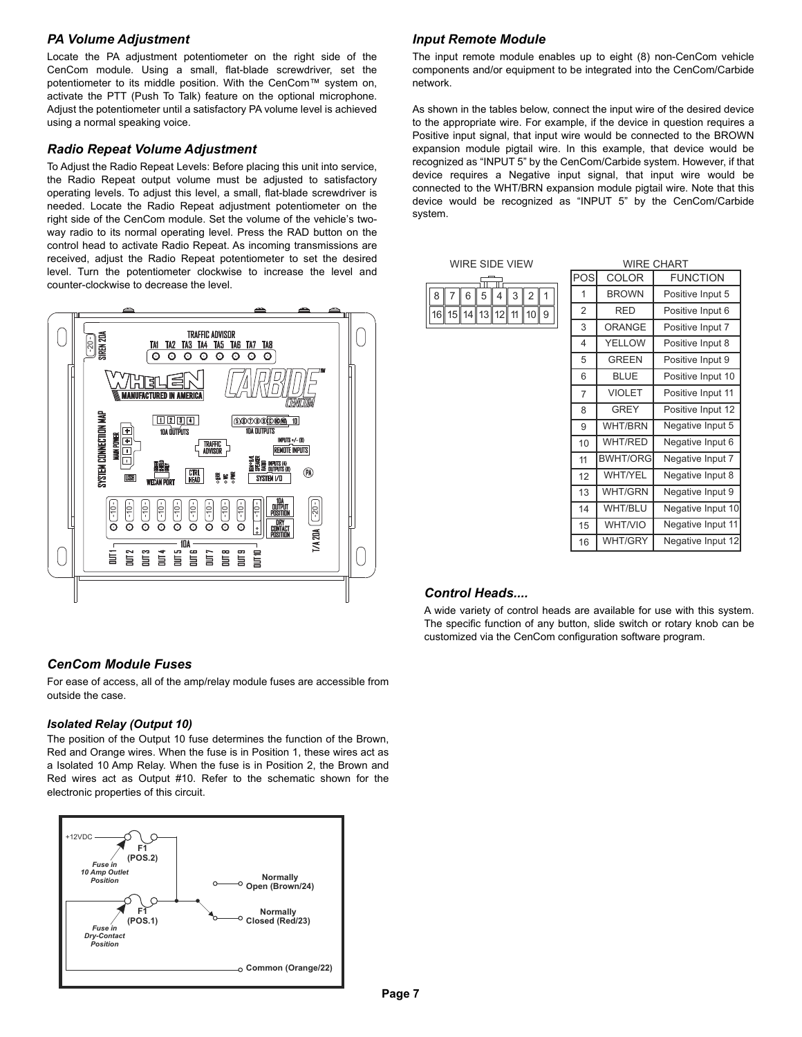## *PA Volume Adjustment*

Locate the PA adjustment potentiometer on the right side of the CenCom module. Using a small, flat-blade screwdriver, set the potentiometer to its middle position. With the CenCom™ system on, activate the PTT (Push To Talk) feature on the optional microphone. Adjust the potentiometer until a satisfactory PA volume level is achieved using a normal speaking voice.

## *Radio Repeat Volume Adjustment*

To Adjust the Radio Repeat Levels: Before placing this unit into service, the Radio Repeat output volume must be adjusted to satisfactory operating levels. To adjust this level, a small, flat-blade screwdriver is needed. Locate the Radio Repeat adjustment potentiometer on the right side of the CenCom module. Set the volume of the vehicle's two-way radio to its normal operating level. Press the RAD button on the control head to activate Radio Repeat. As incoming transmissions are received, adjust the Radio Repeat potentiometer to set the desired level. Turn the potentiometer clockwise to increase the level and counter-clockwise to decrease the level.

## *CenCom Module Fuses*

For ease of access, all of the amp/relay module fuses are accessible from outside the case.

### *Isolated Relay (Output 10)*

The position of the Output 10 fuse determines the function of the Brown, Red and Orange wires. When the fuse is in Position 1, these wires act as a Isolated 10 Amp Relay. When the fuse is in Position 2, the Brown and Red wires act as Output #10. Refer to the schematic shown for the electronic properties of this circuit.

## *Input Remote Module*

The input remote module enables up to eight (8) non-CenCom vehicle components and/or equipment to be integrated into the CenCom/Carbide network.

As shown in the tables below, connect the input wire of the desired device to the appropriate wire. For example, if the device in question requires a Positive input signal, that input wire would be connected to the BROWN expansion module pigtail wire. In this example, that device would be recognized as "INPUT 5" by the CenCom/Carbide system. However, if that device requires a Negative input signal, that input wire would be connected to the WHT/BRN expansion module pigtail wire. Note that this device would be recognized as "INPUT 5" by the CenCom/Carbide system.

WIRE CHART

| POS | COLOR | FUNCTION |
|---|---|---|
| 1 | BROWN | Positive Input 5 |
| 2 | RED | Positive Input 6 |
| 3 | ORANGE | Positive Input 7 |
| 4 | YELLOW | Positive Input 8 |
| 5 | GREEN | Positive Input 9 |
| 6 | BLUE | Positive Input 10 |
| 7 | VIOLET | Positive Input 11 |
| 8 | GREY | Positive Input 12 |
| 9 | WHT/BRN | Negative Input 5 |
| 10 | WHT/RED | Negative Input 6 |
| 11 | BWHT/ORG | Negative Input 7 |
| 12 | WHT/YEL | Negative Input 8 |
| 13 | WHT/GRN | Negative Input 9 |
| 14 | WHT/BLU | Negative Input 10 |
| 15 | WHT/VIO | Negative Input 11 |
| 16 | WHT/GRY | Negative Input 12 |

## *Control Heads....*

A wide variety of control heads are available for use with this system. The specific function of any button, slide switch or rotary knob can be customized via the CenCom configuration software program.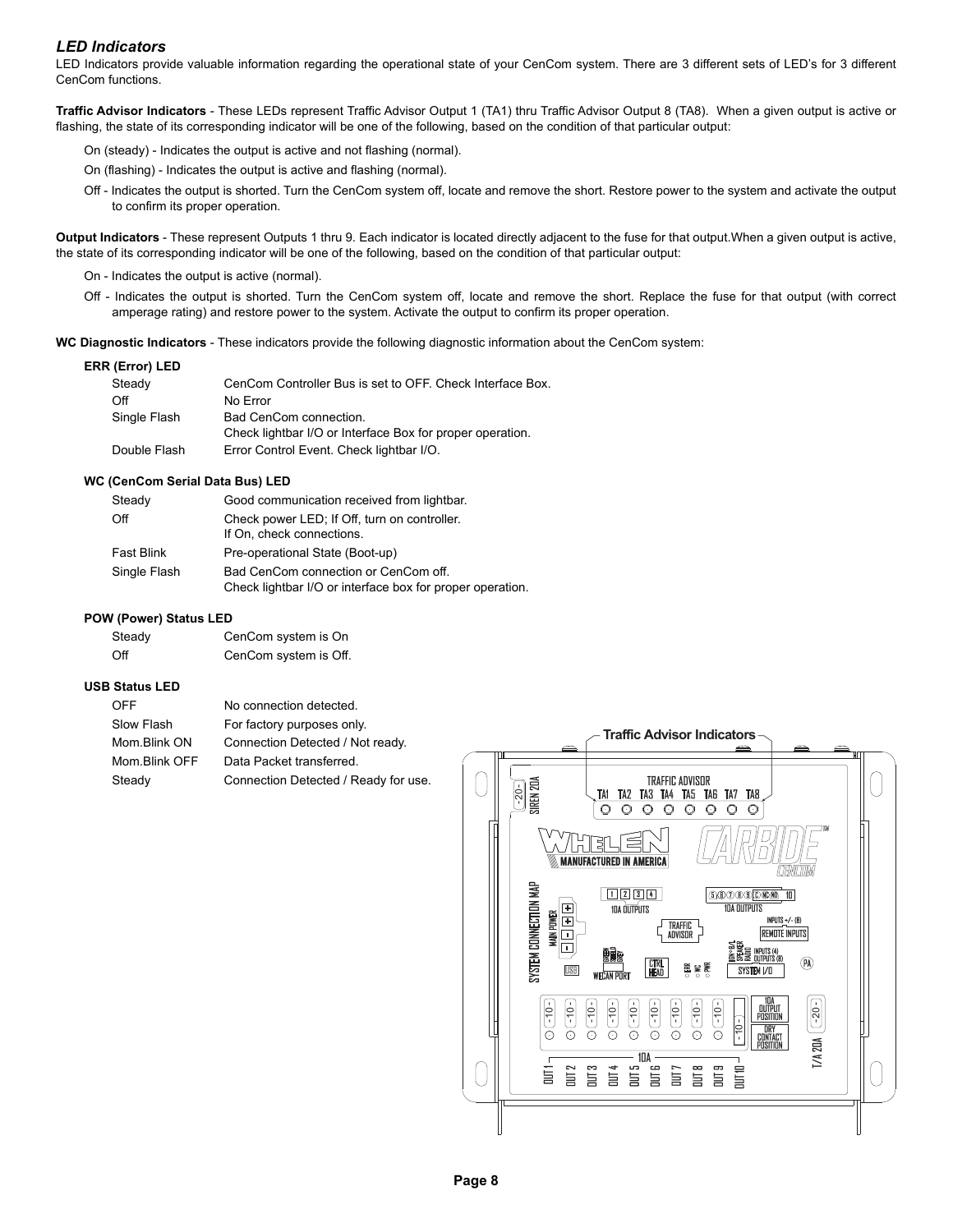## *LED Indicators*

LED Indicators provide valuable information regarding the operational state of your CenCom system. There are 3 different sets of LED's for 3 different CenCom functions.

**Traffic Advisor Indicators** - These LEDs represent Traffic Advisor Output 1 (TA1) thru Traffic Advisor Output 8 (TA8). When a given output is active or flashing, the state of its corresponding indicator will be one of the following, based on the condition of that particular output:

- On (steady) - Indicates the output is active and not flashing (normal).
- On (flashing) - Indicates the output is active and flashing (normal).
- Off - Indicates the output is shorted. Turn the CenCom system off, locate and remove the short. Restore power to the system and activate the output to confirm its proper operation.

**Output Indicators** - These represent Outputs 1 thru 9. Each indicator is located directly adjacent to the fuse for that output.When a given output is active, the state of its corresponding indicator will be one of the following, based on the condition of that particular output:

- On - Indicates the output is active (normal).
- Off - Indicates the output is shorted. Turn the CenCom system off, locate and remove the short. Replace the fuse for that output (with correct amperage rating) and restore power to the system. Activate the output to confirm its proper operation.

**WC Diagnostic Indicators** - These indicators provide the following diagnostic information about the CenCom system:

**ERR (Error) LED**

| | |
|---|---|
| Steady | CenCom Controller Bus is set to OFF. Check Interface Box. |
| Off | No Error |
| Single Flash | Bad CenCom connection.<br>Check lightbar I/O or Interface Box for proper operation. |
| Double Flash | Error Control Event. Check lightbar I/O. |

**WC (CenCom Serial Data Bus) LED**

| | |
|---|---|
| Steady | Good communication received from lightbar. |
| Off | Check power LED; If Off, turn on controller.<br>If On, check connections. |
| Fast Blink | Pre-operational State (Boot-up) |
| Single Flash | Bad CenCom connection or CenCom off.<br>Check lightbar I/O or interface box for proper operation. |

**POW (Power) Status LED**

| | |
|---|---|
| Steady | CenCom system is On |
| Off | CenCom system is Off. |

**USB Status LED**

| | |
|---|---|
| OFF | No connection detected. |
| Slow Flash | For factory purposes only. |
| Mom.Blink ON | Connection Detected / Not ready. |
| Mom.Blink OFF | Data Packet transferred. |
| Steady | Connection Detected / Ready for use. |

Traffic Advisor Indicators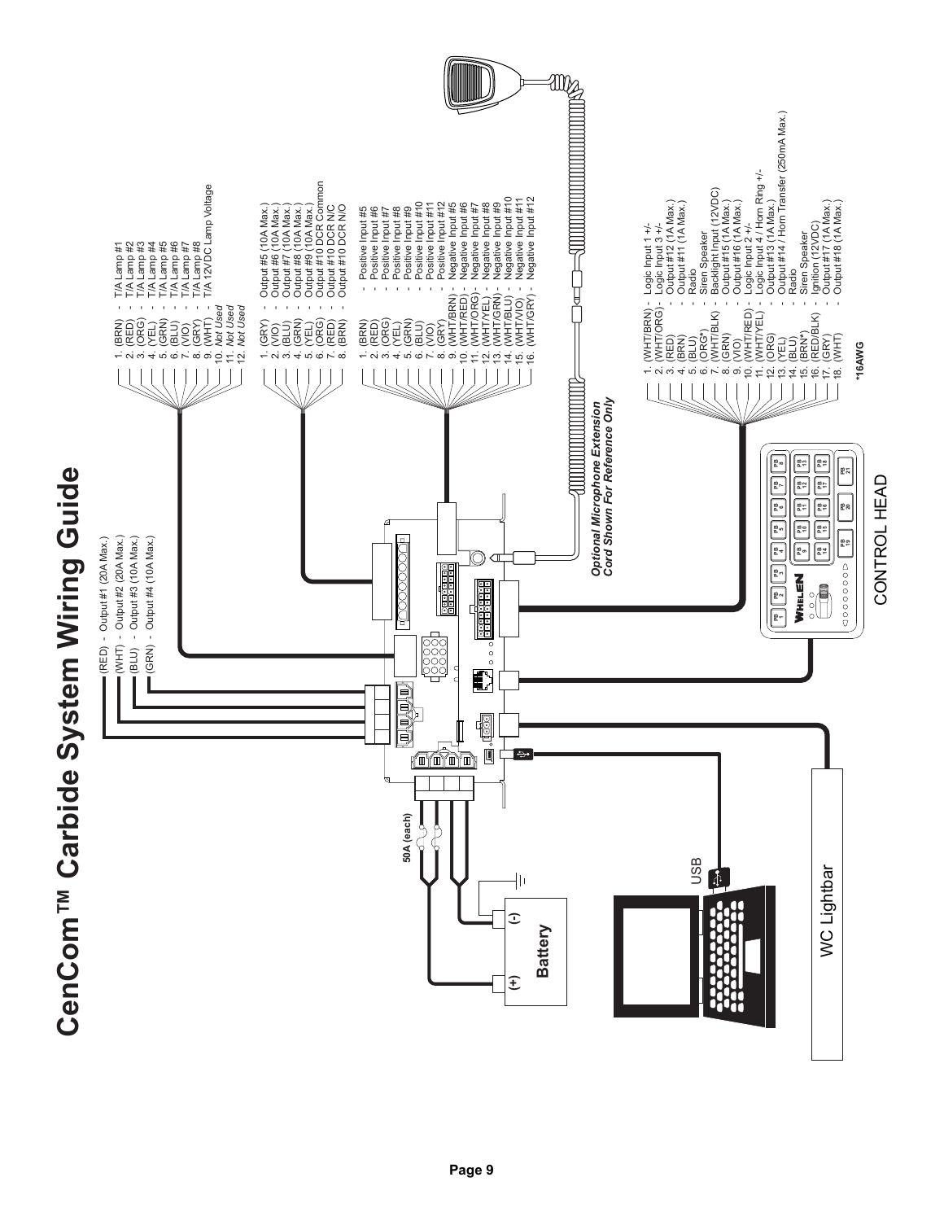# CenCom™ Carbide System Wiring Guide

(RED) - Output #1 (20A Max.)
(WHT) - Output #2 (20A Max.)
(BLU) - Output #3 (10A Max.)
(GRN) - Output #4 (10A Max.)

1. (BRN) - T/A Lamp #1
2. (RED) - T/A Lamp #2
3. (ORG) - T/A Lamp #3
4. (YEL) - T/A Lamp #4
5. (GRN) - T/A Lamp #5
6. (BLU) - T/A Lamp #6
7. (VIO) - T/A Lamp #7
8. (GRY) - T/A Lamp #8
9. (WHT) - T/A 12VDC Lamp Voltage
10. *Not Used*
11. *Not Used*
12. *Not Used*

1. (GRY) - Output #5 (10A Max.)
2. (VIO) - Output #6 (10A Max.)
3. (BLU) - Output #7 (10A Max.)
4. (GRN) - Output #8 (10A Max.)
5. (YEL) - Output #9 (10A Max.)
6. (ORG) - Output #10 DCR Common
7. (RED) - Output #10 DCR N/C
8. (BRN) - Output #10 DCR N/O

1. (BRN) - Positive Input #5
2. (RED) - Positive Input #6
3. (ORG) - Positive Input #7
4. (YEL) - Positive Input #8
5. (GRN) - Positive Input #9
6. (BLU) - Positive Input #10
7. (VIO) - Positive Input #11
8. (GRY) - Positive Input #12
9. (WHT/BRN) - Negative Input #5
10. (WHT/RED) - Negative Input #6
11. (WHT/ORG) - Negative Input #7
12. (WHT/YEL) - Negative Input #8
13. (WHT/GRN) - Negative Input #9
14. (WHT/BLU) - Negative Input #10
15. (WHT/VIO) - Negative Input #11
16. (WHT/GRY) - Negative Input #12

*Optional Microphone Extension Cord Shown For Reference Only*

1. (WHT/BRN) - Logic Input 1 +/-
2. (WHT/ORG) - Logic Input 3 +/-
3. (RED) - Output #12 (1A Max.)
4. (BRN) - Output #11 (1A Max.)
5. (BLU) - Radio
6. (ORG*) - Siren Speaker
7. (WHT/BLK) - Backlight Input (12VDC)
8. (GRN) - Output #15 (1A Max.)
9. (VIO) - Output #16 (1A Max.)
10. (WHT/RED) - Logic Input 2 +/-
11. (WHT/YEL) - Logic Input 4 / Horn Ring +/-
12. (ORG) - Output #13 (1A Max.)
13. (YEL) - Output #14 / Horn Transfer (250mA Max.)
14. (BLU) - Radio
15. (BRN*) - Siren Speaker
16. (RED/BLK) - Ignition (12VDC)
17. (GRY) - Output #17 (1A Max.)
18. (WHT) - Output #18 (1A Max.)

*16AWG

50A (each)

(+) Battery (-)

USB

WC Lightbar

CONTROL HEAD

WHELEN

PB 1, PB 2, PB 3, PB 4, PB 5, PB 6, PB 7, PB 8, PB 9, PB 10, PB 11, PB 12, PB 13, PB 14, PB 15, PB 16, PB 17, PB 18, PB 19, PB 20, PB 21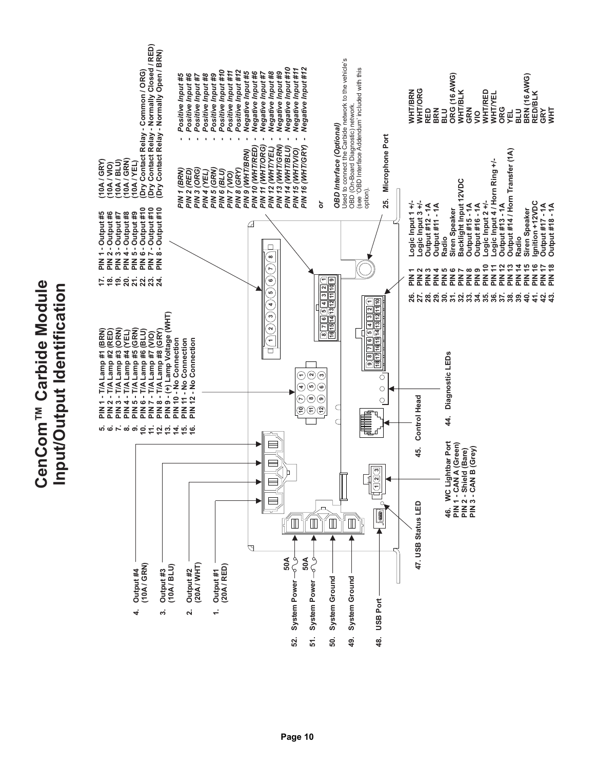# CenCom™ Carbide Module Input/Output Identification

1. Output #1 (20A / RED)
2. Output #2 (20A / WHT)
3. Output #3 (10A / BLU)
4. Output #4 (10A / GRN)

5. PIN 1 - T/A Lamp #1 (BRN)
6. PIN 2 - T/A Lamp #2 (RED)
7. PIN 3 - T/A Lamp #3 (ORN)
8. PIN 4 - T/A Lamp #4 (YEL)
9. PIN 5 - T/A Lamp #5 (GRN)
10. PIN 6 - T/A Lamp #6 (BLU)
11. PIN 7 - T/A Lamp #7 (VIO)
12. PIN 8 - T/A Lamp #8 (GRY)
13. PIN 9 - (+) Lamp Voltage (WHT)
14. PIN 10 - No Connection
15. PIN 11 - No Connection
16. PIN 12 - No Connection

17. PIN 1 - Output #5 (10A / GRY)
18. PIN 2 - Output #6 (10A / VIO)
19. PIN 3 - Output #7 (10A / BLU)
20. PIN 4 - Output #8 (10A / GRN)
21. PIN 5 - Output #9 (10A / YEL)
22. PIN 6 - Output #10 (Dry Contact Relay - Common / ORG)
23. PIN 7 - Output #10 (Dry Contact Relay - Normally Closed / RED)
24. PIN 8 - Output #10 (Dry Contact Relay - Normally Open / BRN)

*PIN 1 (BRN) - Positive Input #5*
*PIN 2 (RED) - Positive Input #6*
*PIN 3 (ORG) - Positive Input #7*
*PIN 4 (YEL) - Positive Input #8*
*PIN 5 (GRN) - Positive Input #9*
*PIN 6 (BLU) - Positive Input #10*
*PIN 7 (VIO) - Positive Input #11*
*PIN 8 (GRY) - Positive Input #12*
*PIN 9 (WHT/BRN) - Negative Input #5*
*PIN 10 (WHT/RED) - Negative Input #6*
*PIN 11 (WHT/ORG) - Negative Input #7*
*PIN 12 (WHT/YEL) - Negative Input #8*
*PIN 13 (WHT/GRN) - Negative Input #9*
*PIN 14 (WHT/BLU) - Negative Input #10*
*PIN 15 (WHT/VIO) - Negative Input #11*
*PIN 16 (WHT/GRY) - Negative Input #12*

*or*

*OBD Interface (Optional)*
Used to connect the Carbide network to the vehicle's OBD (On-Board Diagnostic) network.
(see 'OBD Interface Addendum' included with this option).

25. Microphone Port

| | | | |
|---|---|---|---|
| 26. | PIN 1 | Logic Input 1 +/- | WHT/BRN |
| 27. | PIN 2 | Logic Input 3 +/- | WHT/ORG |
| 28. | PIN 3 | Output #12 - 1A | RED |
| 29. | PIN 4 | Output #11 - 1A | BRN |
| 30. | PIN 5 | Radio | BLU |
| 31. | PIN 6 | Siren Speaker | ORG (16 AWG) |
| 32. | PIN 7 | Backlight Input 12VDC | WHT/BLK |
| 33. | PIN 8 | Output #15 - 1A | GRN |
| 34. | PIN 9 | Output #16 - 1A | VIO |
| 35. | PIN 10 | Logic Input 2 +/- | WHT/RED |
| 36. | PIN 11 | Logic Input 4 / Horn Ring +/- | WHT/YEL |
| 37. | PIN 12 | Output #13 - 1A | ORG |
| 38. | PIN 13 | Output #14 / Horn Transfer (1A) | YEL |
| 39. | PIN 14 | Radio | BLU |
| 40. | PIN 15 | Siren Speaker | BRN (16 AWG) |
| 41. | PIN 16 | Ignition +12VDC | RED/BLK |
| 42. | PIN 17 | Output #17 - 1A | GRY |
| 43. | PIN 18 | Output #18 - 1A | WHT |

44. Diagnostic LEDs
45. Control Head
46. WC Lightbar Port
PIN 1 - CAN A (Green)
PIN 2 - Shield (Bare)
PIN 3 - CAN B (Grey)
47. USB Status LED
48. USB Port
49. System Ground
50. System Ground
51. System Power 50A
52. System Power 50A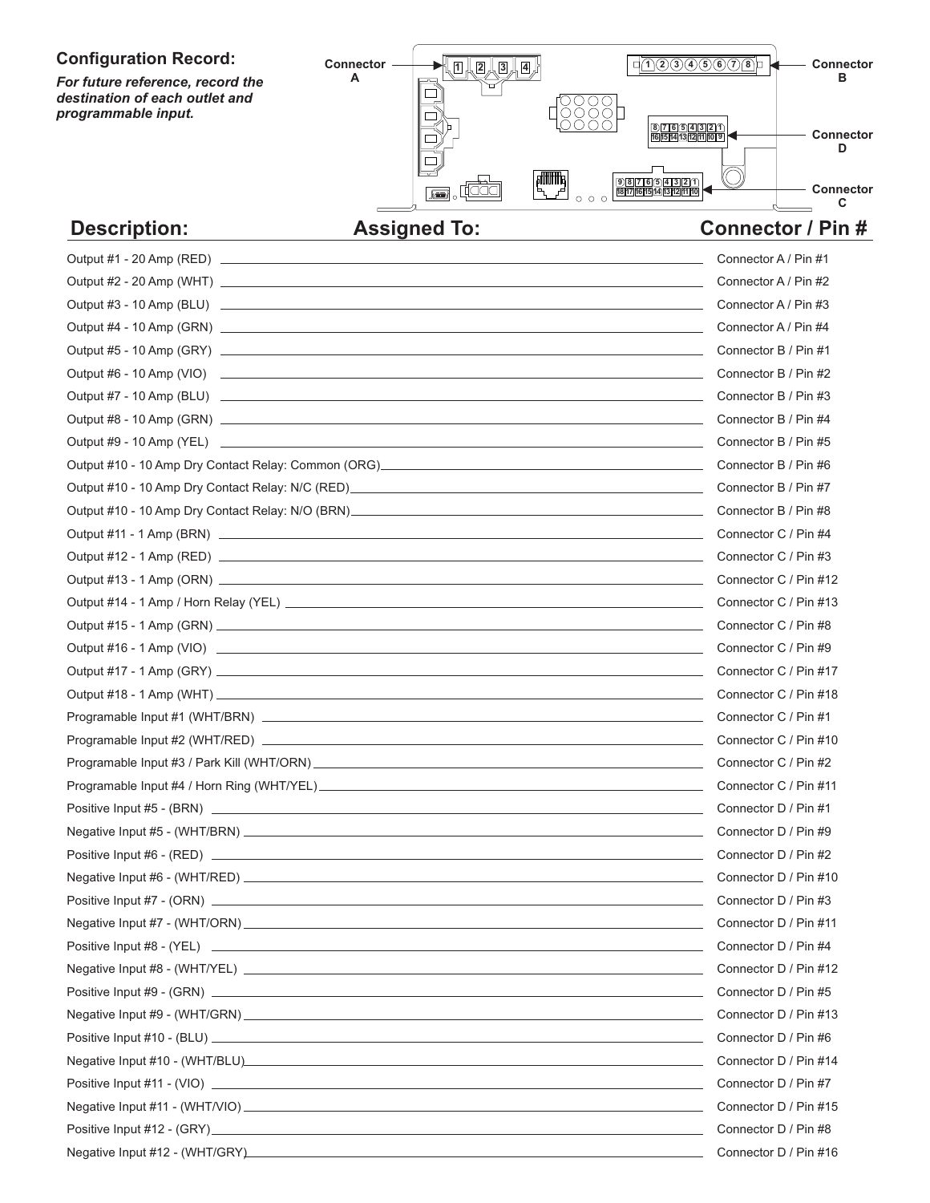**Configuration Record:**

***For future reference, record the destination of each outlet and programmable input.***

Connector A

Connector B

Connector D

Connector C

| Description: | Assigned To: | Connector / Pin # |
|---|---|---|
| Output #1 - 20 Amp (RED) | | Connector A / Pin #1 |
| Output #2 - 20 Amp (WHT) | | Connector A / Pin #2 |
| Output #3 - 10 Amp (BLU) | | Connector A / Pin #3 |
| Output #4 - 10 Amp (GRN) | | Connector A / Pin #4 |
| Output #5 - 10 Amp (GRY) | | Connector B / Pin #1 |
| Output #6 - 10 Amp (VIO) | | Connector B / Pin #2 |
| Output #7 - 10 Amp (BLU) | | Connector B / Pin #3 |
| Output #8 - 10 Amp (GRN) | | Connector B / Pin #4 |
| Output #9 - 10 Amp (YEL) | | Connector B / Pin #5 |
| Output #10 - 10 Amp Dry Contact Relay: Common (ORG) | | Connector B / Pin #6 |
| Output #10 - 10 Amp Dry Contact Relay: N/C (RED) | | Connector B / Pin #7 |
| Output #10 - 10 Amp Dry Contact Relay: N/O (BRN) | | Connector B / Pin #8 |
| Output #11 - 1 Amp (BRN) | | Connector C / Pin #4 |
| Output #12 - 1 Amp (RED) | | Connector C / Pin #3 |
| Output #13 - 1 Amp (ORN) | | Connector C / Pin #12 |
| Output #14 - 1 Amp / Horn Relay (YEL) | | Connector C / Pin #13 |
| Output #15 - 1 Amp (GRN) | | Connector C / Pin #8 |
| Output #16 - 1 Amp (VIO) | | Connector C / Pin #9 |
| Output #17 - 1 Amp (GRY) | | Connector C / Pin #17 |
| Output #18 - 1 Amp (WHT) | | Connector C / Pin #18 |
| Programable Input #1 (WHT/BRN) | | Connector C / Pin #1 |
| Programable Input #2 (WHT/RED) | | Connector C / Pin #10 |
| Programable Input #3 / Park Kill (WHT/ORN) | | Connector C / Pin #2 |
| Programable Input #4 / Horn Ring (WHT/YEL) | | Connector C / Pin #11 |
| Positive Input #5 - (BRN) | | Connector D / Pin #1 |
| Negative Input #5 - (WHT/BRN) | | Connector D / Pin #9 |
| Positive Input #6 - (RED) | | Connector D / Pin #2 |
| Negative Input #6 - (WHT/RED) | | Connector D / Pin #10 |
| Positive Input #7 - (ORN) | | Connector D / Pin #3 |
| Negative Input #7 - (WHT/ORN) | | Connector D / Pin #11 |
| Positive Input #8 - (YEL) | | Connector D / Pin #4 |
| Negative Input #8 - (WHT/YEL) | | Connector D / Pin #12 |
| Positive Input #9 - (GRN) | | Connector D / Pin #5 |
| Negative Input #9 - (WHT/GRN) | | Connector D / Pin #13 |
| Positive Input #10 - (BLU) | | Connector D / Pin #6 |
| Negative Input #10 - (WHT/BLU) | | Connector D / Pin #14 |
| Positive Input #11 - (VIO) | | Connector D / Pin #7 |
| Negative Input #11 - (WHT/VIO) | | Connector D / Pin #15 |
| Positive Input #12 - (GRY) | | Connector D / Pin #8 |
| Negative Input #12 - (WHT/GRY) | | Connector D / Pin #16 |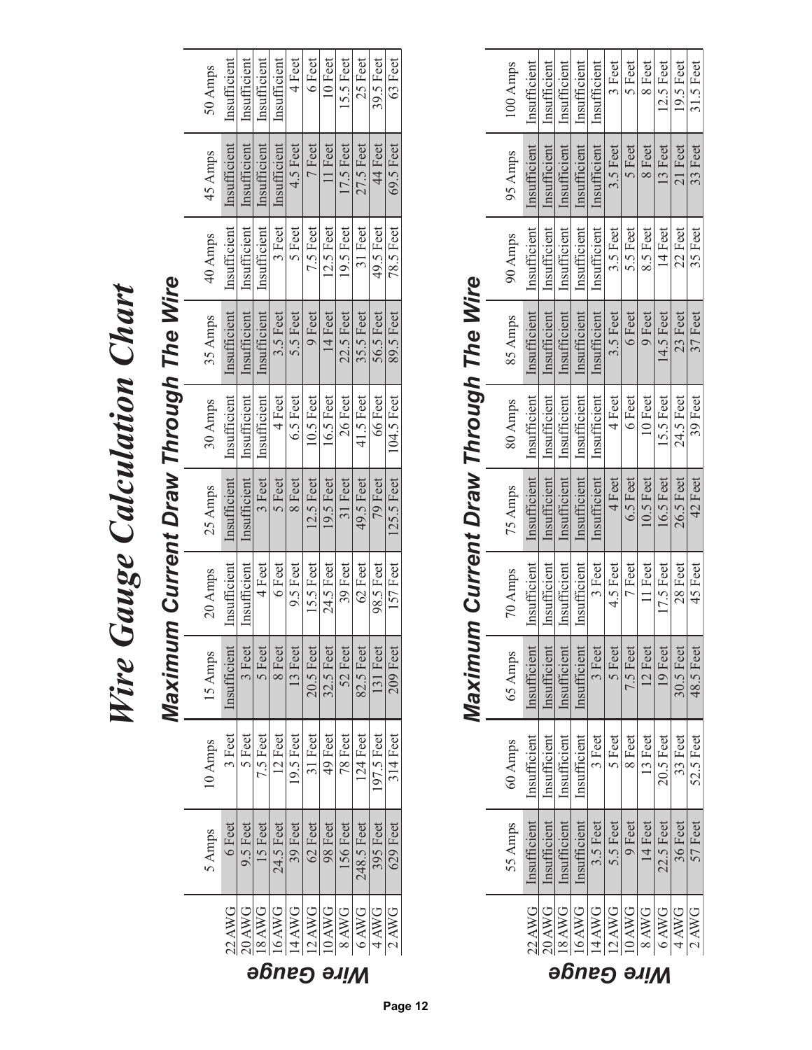# Wire Gauge Calculation Chart

## Maximum Current Draw Through The Wire

| Wire Gauge | 5 Amps | 10 Amps | 15 Amps | 20 Amps | 25 Amps | 30 Amps | 35 Amps | 40 Amps | 45 Amps | 50 Amps |
|---|---|---|---|---|---|---|---|---|---|---|
| 22 AWG | 6 Feet | 3 Feet | Insufficient | Insufficient | Insufficient | Insufficient | Insufficient | Insufficient | Insufficient | Insufficient |
| 20 AWG | 9.5 Feet | 5 Feet | 3 Feet | Insufficient | Insufficient | Insufficient | Insufficient | Insufficient | Insufficient | Insufficient |
| 18 AWG | 15 Feet | 7.5 Feet | 5 Feet | 4 Feet | 3 Feet | Insufficient | Insufficient | Insufficient | Insufficient | Insufficient |
| 16 AWG | 24.5 Feet | 12 Feet | 8 Feet | 6 Feet | 5 Feet | 4 Feet | 3.5 Feet | 3 Feet | Insufficient | Insufficient |
| 14 AWG | 39 Feet | 19.5 Feet | 13 Feet | 9.5 Feet | 8 Feet | 6.5 Feet | 5.5 Feet | 5 Feet | 4.5 Feet | 4 Feet |
| 12 AWG | 62 Feet | 31 Feet | 20.5 Feet | 15.5 Feet | 12.5 Feet | 10.5 Feet | 9 Feet | 7.5 Feet | 7 Feet | 6 Feet |
| 10 AWG | 98 Feet | 49 Feet | 32.5 Feet | 24.5 Feet | 19.5 Feet | 16.5 Feet | 14 Feet | 12.5 Feet | 11 Feet | 10 Feet |
| 8 AWG | 156 Feet | 78 Feet | 52 Feet | 39 Feet | 31 Feet | 26 Feet | 22.5 Feet | 19.5 Feet | 17.5 Feet | 15.5 Feet |
| 6 AWG | 248.5 Feet | 124 Feet | 82.5 Feet | 62 Feet | 49.5 Feet | 41.5 Feet | 35.5 Feet | 31 Feet | 27.5 Feet | 25 Feet |
| 4 AWG | 395 Feet | 197.5 Feet | 131 Feet | 98.5 Feet | 79 Feet | 66 Feet | 56.5 Feet | 49.5 Feet | 44 Feet | 39.5 Feet |
| 2 AWG | 629 Feet | 314 Feet | 209 Feet | 157 Feet | 125.5 Feet | 104.5 Feet | 89.5 Feet | 78.5 Feet | 69.5 Feet | 63 Feet |

## Maximum Current Draw Through The Wire

| Wire Gauge | 55 Amps | 60 Amps | 65 Amps | 70 Amps | 75 Amps | 80 Amps | 85 Amps | 90 Amps | 95 Amps | 100 Amps |
|---|---|---|---|---|---|---|---|---|---|---|
| 22 AWG | Insufficient | Insufficient | Insufficient | Insufficient | Insufficient | Insufficient | Insufficient | Insufficient | Insufficient | Insufficient |
| 20 AWG | Insufficient | Insufficient | Insufficient | Insufficient | Insufficient | Insufficient | Insufficient | Insufficient | Insufficient | Insufficient |
| 18 AWG | Insufficient | Insufficient | Insufficient | Insufficient | Insufficient | Insufficient | Insufficient | Insufficient | Insufficient | Insufficient |
| 16 AWG | Insufficient | Insufficient | Insufficient | Insufficient | Insufficient | Insufficient | Insufficient | Insufficient | Insufficient | Insufficient |
| 14 AWG | 3.5 Feet | 3 Feet | 3 Feet | 3 Feet | Insufficient | Insufficient | Insufficient | Insufficient | Insufficient | Insufficient |
| 12 AWG | 5.5 Feet | 5 Feet | 5 Feet | 4.5 Feet | 4 Feet | 4 Feet | 3.5 Feet | 3.5 Feet | 3.5 Feet | 3 Feet |
| 10 AWG | 9 Feet | 8 Feet | 7.5 Feet | 7 Feet | 6.5 Feet | 6 Feet | 6 Feet | 5.5 Feet | 5 Feet | 5 Feet |
| 8 AWG | 14 Feet | 13 Feet | 12 Feet | 11 Feet | 10.5 Feet | 10 Feet | 9 Feet | 8.5 Feet | 8 Feet | 8 Feet |
| 6 AWG | 22.5 Feet | 20.5 Feet | 19 Feet | 17.5 Feet | 16.5 Feet | 15.5 Feet | 14.5 Feet | 14 Feet | 13 Feet | 12.5 Feet |
| 4 AWG | 36 Feet | 33 Feet | 30.5 Feet | 28 Feet | 26.5 Feet | 24.5 Feet | 23 Feet | 22 Feet | 21 Feet | 19.5 Feet |
| 2 AWG | 57 Feet | 52.5 Feet | 48.5 Feet | 45 Feet | 42 Feet | 39 Feet | 37 Feet | 35 Feet | 33 Feet | 31.5 Feet |